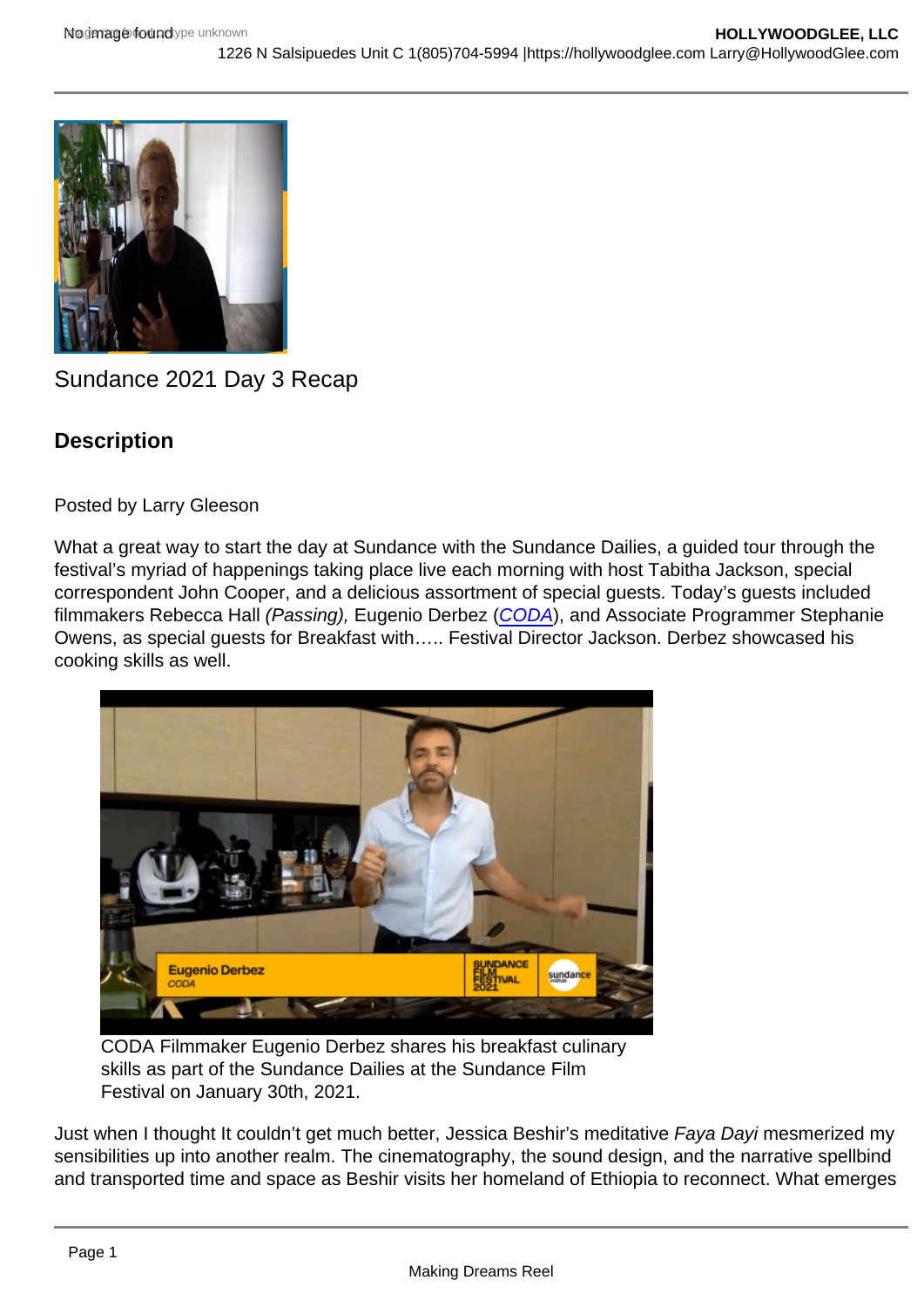Sundance 2021 Day 3 Recap

## Description

Posted by Larry Gleeson

What a great way to start the day at Sundance with the Sundance Dailies, a guided tour through the festival's myriad of happenings taking place live each morning with host Tabitha Jackson, special correspondent John Cooper, and a delicious assortment of special guests. Today's guests included filmmakers Rebecca Hall *(Passing),* Eugenio Derbez (*CODA*), and Associate Programmer Stephanie Owens, as special guests for Breakfast with….. Festival Director Jackson. Derbez showcased his cooking skills as well.

CODA Filmmaker Eugenio Derbez shares his breakfast culinary skills as part of the Sundance Dailies at the Sundance Film Festival on January 30th, 2021.

Just when I thought It couldn't get much better, Jessica Beshir's meditative *Faya Dayi* mesmerized my sensibilities up into another realm. The cinematography, the sound design, and the narrative spellbind and transported time and space as Beshir visits her homeland of Ethiopia to reconnect. What emerges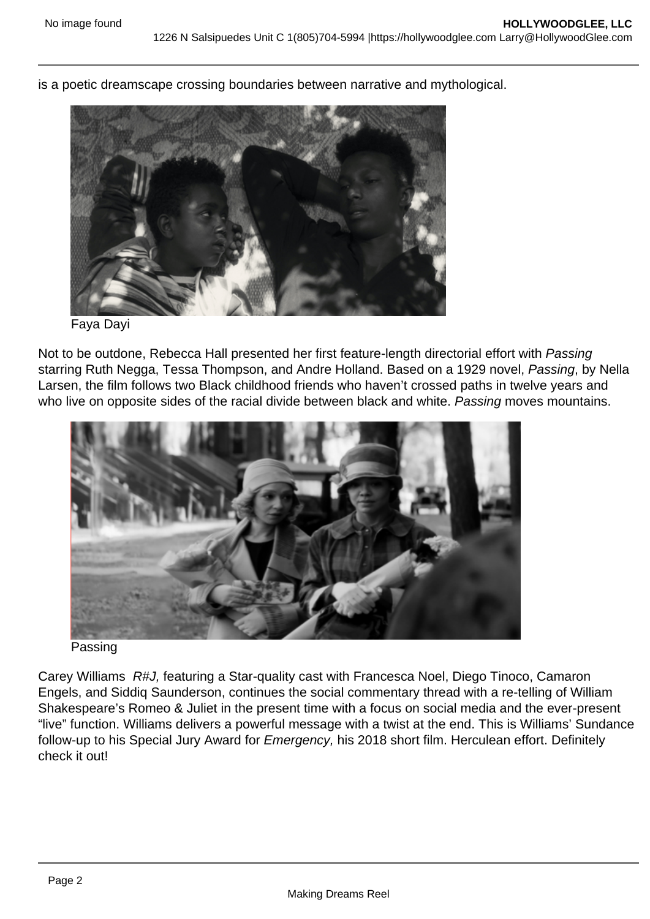is a poetic dreamscape crossing boundaries between narrative and mythological.

Faya Dayi

Not to be outdone, Rebecca Hall presented her first feature-length directorial effort with *Passing* starring Ruth Negga, Tessa Thompson, and Andre Holland. Based on a 1929 novel, *Passing*, by Nella Larsen, the film follows two Black childhood friends who haven't crossed paths in twelve years and who live on opposite sides of the racial divide between black and white. *Passing* moves mountains.

Passing

Carey Williams *R#J,* featuring a Star-quality cast with Francesca Noel, Diego Tinoco, Camaron Engels, and Siddiq Saunderson, continues the social commentary thread with a re-telling of William Shakespeare's Romeo & Juliet in the present time with a focus on social media and the ever-present "live" function. Williams delivers a powerful message with a twist at the end. This is Williams' Sundance follow-up to his Special Jury Award for *Emergency,* his 2018 short film. Herculean effort. Definitely check it out!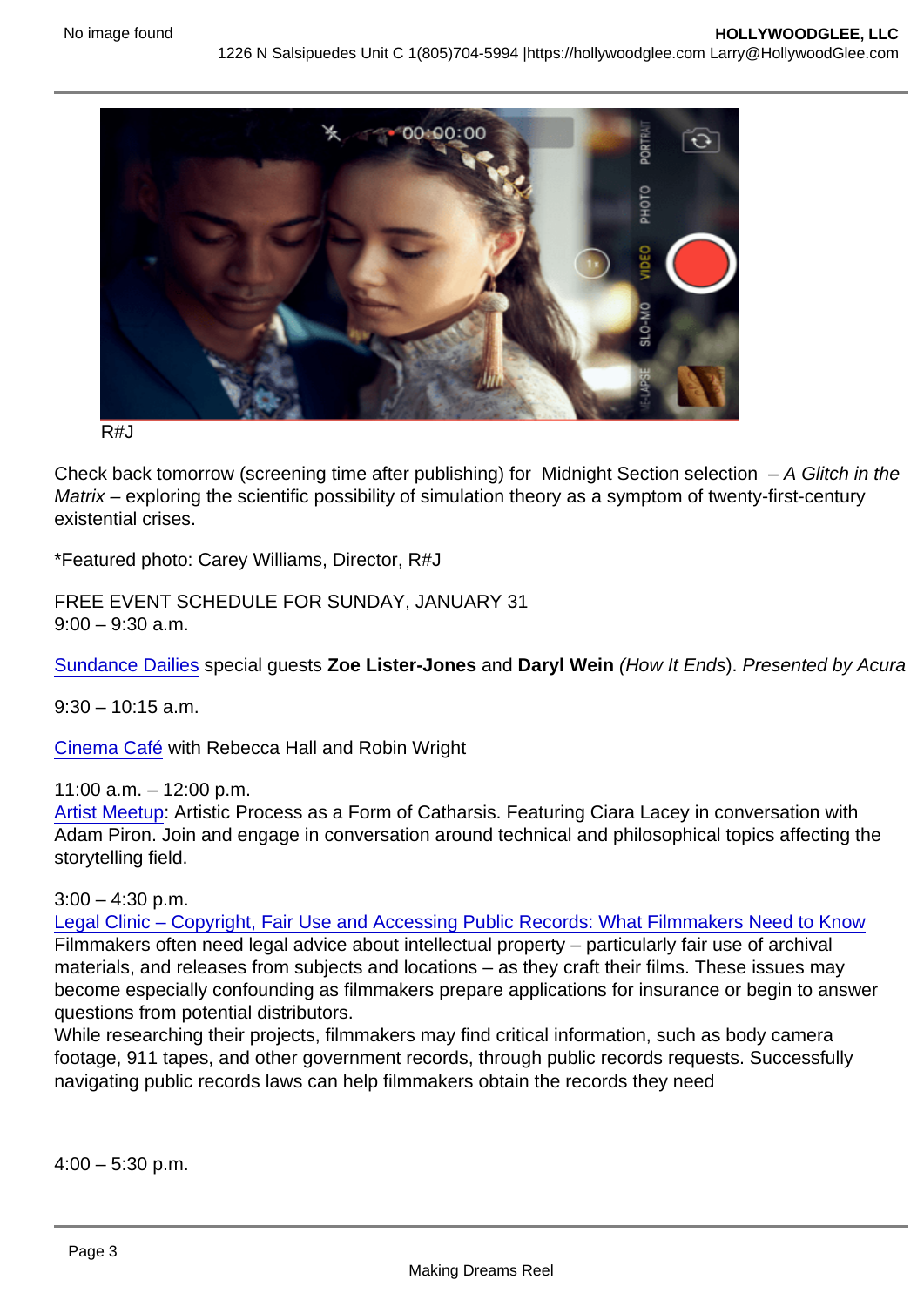R#J

Check back tomorrow (screening time after publishing) for Midnight Section selection – *A Glitch in the Matrix* – exploring the scientific possibility of simulation theory as a symptom of twenty-first-century existential crises.

*Featured photo: Carey Williams, Director, R#J

FREE EVENT SCHEDULE FOR SUNDAY, JANUARY 31
9:00 – 9:30 a.m.

Sundance Dailies special guests **Zoe Lister-Jones** and **Daryl Wein** *(How It Ends*). *Presented by Acura*

9:30 – 10:15 a.m.

Cinema Café with Rebecca Hall and Robin Wright

11:00 a.m. – 12:00 p.m.
Artist Meetup: Artistic Process as a Form of Catharsis. Featuring Ciara Lacey in conversation with Adam Piron. Join and engage in conversation around technical and philosophical topics affecting the storytelling field.

3:00 – 4:30 p.m.
Legal Clinic – Copyright, Fair Use and Accessing Public Records: What Filmmakers Need to Know
Filmmakers often need legal advice about intellectual property – particularly fair use of archival materials, and releases from subjects and locations – as they craft their films. These issues may become especially confounding as filmmakers prepare applications for insurance or begin to answer questions from potential distributors.
While researching their projects, filmmakers may find critical information, such as body camera footage, 911 tapes, and other government records, through public records requests. Successfully navigating public records laws can help filmmakers obtain the records they need

4:00 – 5:30 p.m.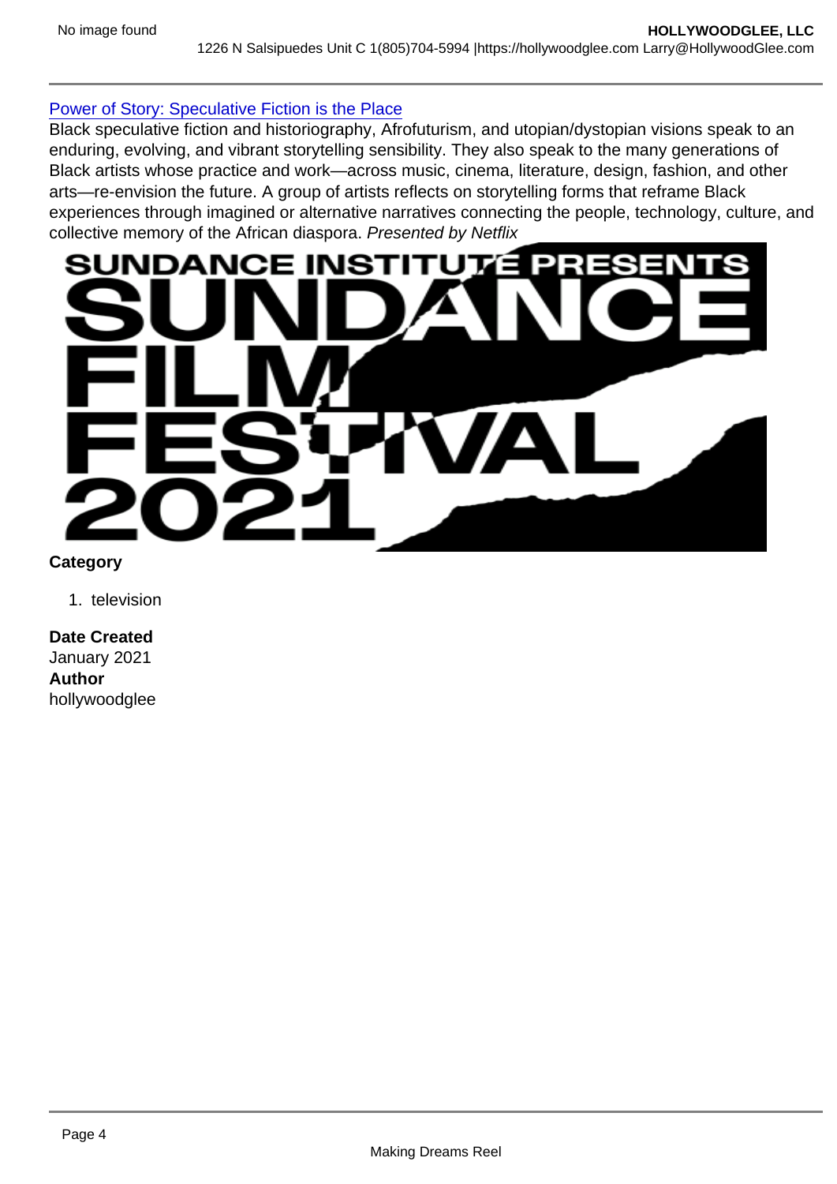[Power of Story: Speculative Fiction is the Place]

Black speculative fiction and historiography, Afrofuturism, and utopian/dystopian visions speak to an enduring, evolving, and vibrant storytelling sensibility. They also speak to the many generations of Black artists whose practice and work—across music, cinema, literature, design, fashion, and other arts—re-envision the future. A group of artists reflects on storytelling forms that reframe Black experiences through imagined or alternative narratives connecting the people, technology, culture, and collective memory of the African diaspora. *Presented by Netflix*

**Category**

1. television

**Date Created**
January 2021
**Author**
hollywoodglee